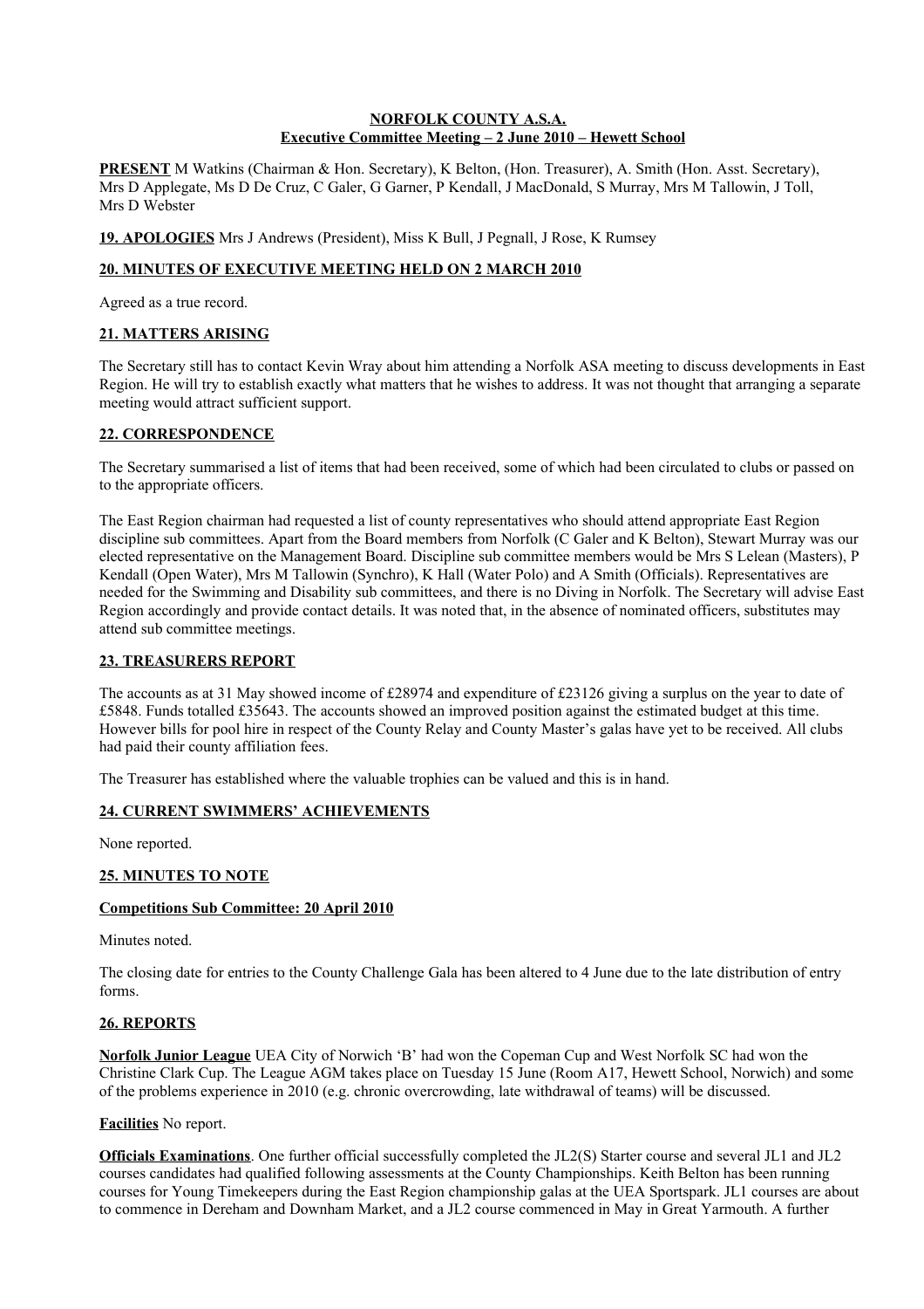# NORFOLK COUNTY A.S.A.
## Executive Committee Meeting – 2 June 2010 – Hewett School

**PRESENT** M Watkins (Chairman & Hon. Secretary), K Belton, (Hon. Treasurer), A. Smith (Hon. Asst. Secretary), Mrs D Applegate, Ms D De Cruz, C Galer, G Garner, P Kendall, J MacDonald, S Murray, Mrs M Tallowin, J Toll, Mrs D Webster

**19. APOLOGIES** Mrs J Andrews (President), Miss K Bull, J Pegnall, J Rose, K Rumsey

### 20. MINUTES OF EXECUTIVE MEETING HELD ON 2 MARCH 2010

Agreed as a true record.

### 21. MATTERS ARISING

The Secretary still has to contact Kevin Wray about him attending a Norfolk ASA meeting to discuss developments in East Region. He will try to establish exactly what matters that he wishes to address. It was not thought that arranging a separate meeting would attract sufficient support.

### 22. CORRESPONDENCE

The Secretary summarised a list of items that had been received, some of which had been circulated to clubs or passed on to the appropriate officers.

The East Region chairman had requested a list of county representatives who should attend appropriate East Region discipline sub committees. Apart from the Board members from Norfolk (C Galer and K Belton), Stewart Murray was our elected representative on the Management Board. Discipline sub committee members would be Mrs S Lelean (Masters), P Kendall (Open Water), Mrs M Tallowin (Synchro), K Hall (Water Polo) and A Smith (Officials). Representatives are needed for the Swimming and Disability sub committees, and there is no Diving in Norfolk. The Secretary will advise East Region accordingly and provide contact details. It was noted that, in the absence of nominated officers, substitutes may attend sub committee meetings.

### 23. TREASURERS REPORT

The accounts as at 31 May showed income of £28974 and expenditure of £23126 giving a surplus on the year to date of £5848. Funds totalled £35643. The accounts showed an improved position against the estimated budget at this time. However bills for pool hire in respect of the County Relay and County Master's galas have yet to be received. All clubs had paid their county affiliation fees.

The Treasurer has established where the valuable trophies can be valued and this is in hand.

### 24. CURRENT SWIMMERS' ACHIEVEMENTS

None reported.

### 25. MINUTES TO NOTE

**Competitions Sub Committee: 20 April 2010**

Minutes noted.

The closing date for entries to the County Challenge Gala has been altered to 4 June due to the late distribution of entry forms.

### 26. REPORTS

**Norfolk Junior League** UEA City of Norwich 'B' had won the Copeman Cup and West Norfolk SC had won the Christine Clark Cup. The League AGM takes place on Tuesday 15 June (Room A17, Hewett School, Norwich) and some of the problems experience in 2010 (e.g. chronic overcrowding, late withdrawal of teams) will be discussed.

**Facilities** No report.

**Officials Examinations**. One further official successfully completed the JL2(S) Starter course and several JL1 and JL2 courses candidates had qualified following assessments at the County Championships. Keith Belton has been running courses for Young Timekeepers during the East Region championship galas at the UEA Sportspark. JL1 courses are about to commence in Dereham and Downham Market, and a JL2 course commenced in May in Great Yarmouth. A further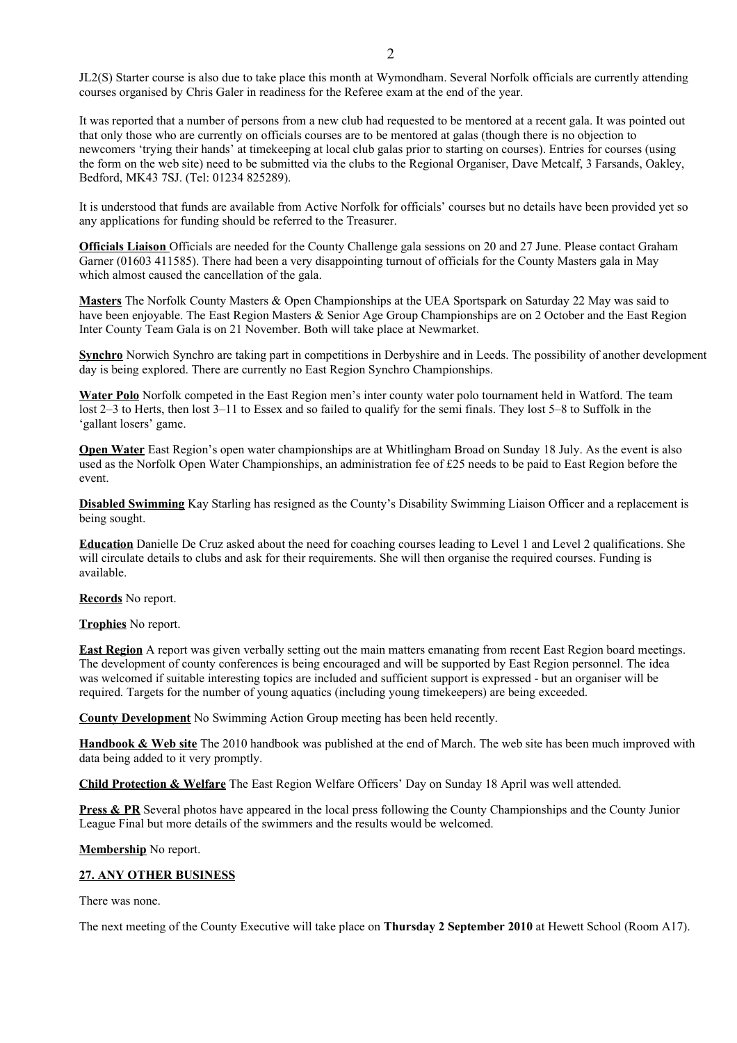JL2(S) Starter course is also due to take place this month at Wymondham. Several Norfolk officials are currently attending courses organised by Chris Galer in readiness for the Referee exam at the end of the year.

It was reported that a number of persons from a new club had requested to be mentored at a recent gala. It was pointed out that only those who are currently on officials courses are to be mentored at galas (though there is no objection to newcomers 'trying their hands' at timekeeping at local club galas prior to starting on courses). Entries for courses (using the form on the web site) need to be submitted via the clubs to the Regional Organiser, Dave Metcalf, 3 Farsands, Oakley, Bedford, MK43 7SJ. (Tel: 01234 825289).

It is understood that funds are available from Active Norfolk for officials' courses but no details have been provided yet so any applications for funding should be referred to the Treasurer.

**Officials Liaison** Officials are needed for the County Challenge gala sessions on 20 and 27 June. Please contact Graham Garner (01603 411585). There had been a very disappointing turnout of officials for the County Masters gala in May which almost caused the cancellation of the gala.

**Masters** The Norfolk County Masters & Open Championships at the UEA Sportspark on Saturday 22 May was said to have been enjoyable. The East Region Masters & Senior Age Group Championships are on 2 October and the East Region Inter County Team Gala is on 21 November. Both will take place at Newmarket.

**Synchro** Norwich Synchro are taking part in competitions in Derbyshire and in Leeds. The possibility of another development day is being explored. There are currently no East Region Synchro Championships.

**Water Polo** Norfolk competed in the East Region men's inter county water polo tournament held in Watford. The team lost 2–3 to Herts, then lost 3–11 to Essex and so failed to qualify for the semi finals. They lost 5–8 to Suffolk in the 'gallant losers' game.

**Open Water** East Region's open water championships are at Whitlingham Broad on Sunday 18 July. As the event is also used as the Norfolk Open Water Championships, an administration fee of £25 needs to be paid to East Region before the event.

**Disabled Swimming** Kay Starling has resigned as the County's Disability Swimming Liaison Officer and a replacement is being sought.

**Education** Danielle De Cruz asked about the need for coaching courses leading to Level 1 and Level 2 qualifications. She will circulate details to clubs and ask for their requirements. She will then organise the required courses. Funding is available.

**Records** No report.

**Trophies** No report.

**East Region** A report was given verbally setting out the main matters emanating from recent East Region board meetings. The development of county conferences is being encouraged and will be supported by East Region personnel. The idea was welcomed if suitable interesting topics are included and sufficient support is expressed - but an organiser will be required. Targets for the number of young aquatics (including young timekeepers) are being exceeded.

**County Development** No Swimming Action Group meeting has been held recently.

**Handbook & Web site** The 2010 handbook was published at the end of March. The web site has been much improved with data being added to it very promptly.

**Child Protection & Welfare** The East Region Welfare Officers' Day on Sunday 18 April was well attended.

**Press & PR** Several photos have appeared in the local press following the County Championships and the County Junior League Final but more details of the swimmers and the results would be welcomed.

**Membership** No report.

## 27. ANY OTHER BUSINESS

There was none.

The next meeting of the County Executive will take place on **Thursday 2 September 2010** at Hewett School (Room A17).